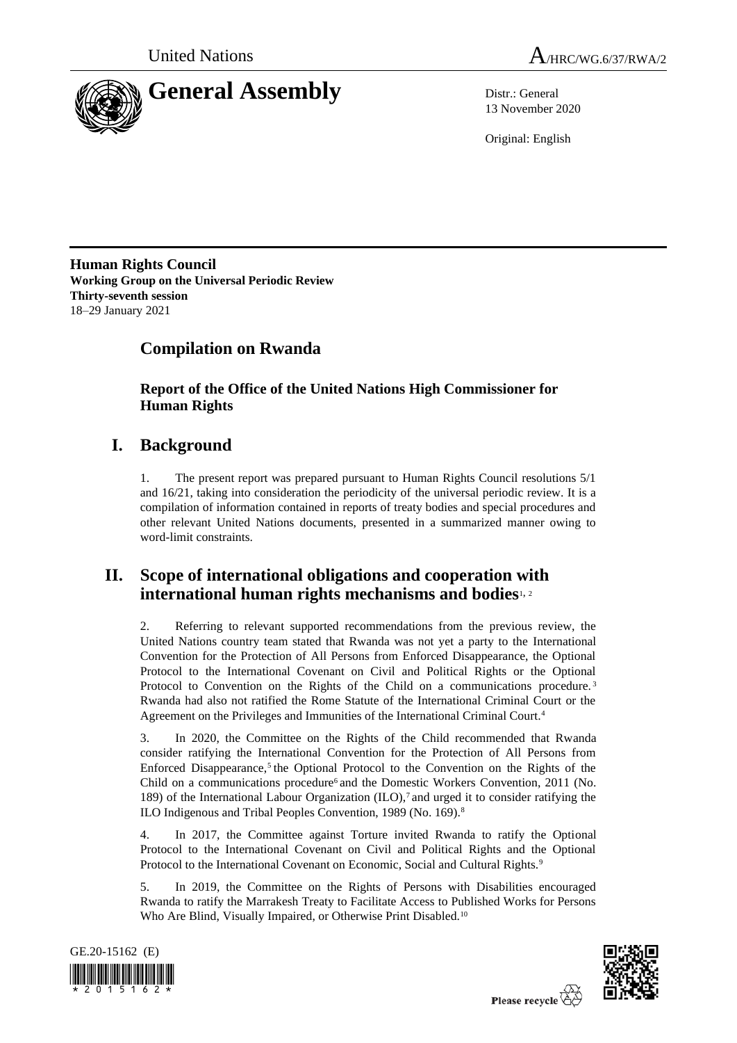United Nations

A/HRC/WG.6/37/RWA/2

# General Assembly

Distr.: General
13 November 2020

Original: English

**Human Rights Council**
**Working Group on the Universal Periodic Review**
**Thirty-seventh session**
18–29 January 2021

## Compilation on Rwanda

### Report of the Office of the United Nations High Commissioner for Human Rights

## I. Background

1. The present report was prepared pursuant to Human Rights Council resolutions 5/1 and 16/21, taking into consideration the periodicity of the universal periodic review. It is a compilation of information contained in reports of treaty bodies and special procedures and other relevant United Nations documents, presented in a summarized manner owing to word-limit constraints.

## II. Scope of international obligations and cooperation with international human rights mechanisms and bodies[1, 2]

2. Referring to relevant supported recommendations from the previous review, the United Nations country team stated that Rwanda was not yet a party to the International Convention for the Protection of All Persons from Enforced Disappearance, the Optional Protocol to the International Covenant on Civil and Political Rights or the Optional Protocol to Convention on the Rights of the Child on a communications procedure.[3] Rwanda had also not ratified the Rome Statute of the International Criminal Court or the Agreement on the Privileges and Immunities of the International Criminal Court.[4]

3. In 2020, the Committee on the Rights of the Child recommended that Rwanda consider ratifying the International Convention for the Protection of All Persons from Enforced Disappearance,[5] the Optional Protocol to the Convention on the Rights of the Child on a communications procedure[6] and the Domestic Workers Convention, 2011 (No. 189) of the International Labour Organization (ILO),[7] and urged it to consider ratifying the ILO Indigenous and Tribal Peoples Convention, 1989 (No. 169).[8]

4. In 2017, the Committee against Torture invited Rwanda to ratify the Optional Protocol to the International Covenant on Civil and Political Rights and the Optional Protocol to the International Covenant on Economic, Social and Cultural Rights.[9]

5. In 2019, the Committee on the Rights of Persons with Disabilities encouraged Rwanda to ratify the Marrakesh Treaty to Facilitate Access to Published Works for Persons Who Are Blind, Visually Impaired, or Otherwise Print Disabled.[10]

GE.20-15162 (E)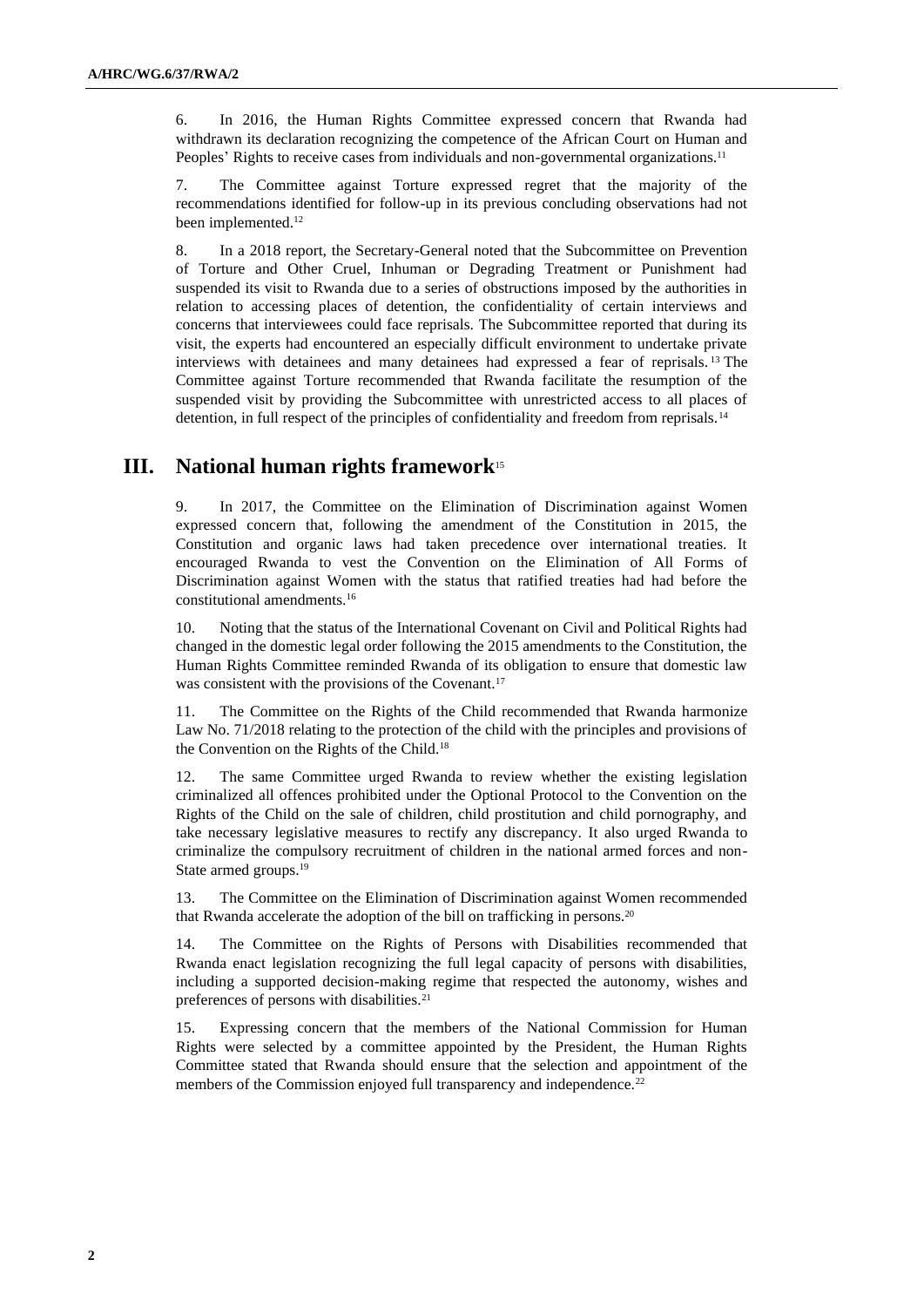6. In 2016, the Human Rights Committee expressed concern that Rwanda had withdrawn its declaration recognizing the competence of the African Court on Human and Peoples' Rights to receive cases from individuals and non-governmental organizations.[11]

7. The Committee against Torture expressed regret that the majority of the recommendations identified for follow-up in its previous concluding observations had not been implemented.[12]

8. In a 2018 report, the Secretary-General noted that the Subcommittee on Prevention of Torture and Other Cruel, Inhuman or Degrading Treatment or Punishment had suspended its visit to Rwanda due to a series of obstructions imposed by the authorities in relation to accessing places of detention, the confidentiality of certain interviews and concerns that interviewees could face reprisals. The Subcommittee reported that during its visit, the experts had encountered an especially difficult environment to undertake private interviews with detainees and many detainees had expressed a fear of reprisals.[13] The Committee against Torture recommended that Rwanda facilitate the resumption of the suspended visit by providing the Subcommittee with unrestricted access to all places of detention, in full respect of the principles of confidentiality and freedom from reprisals.[14]

## III. National human rights framework[15]

9. In 2017, the Committee on the Elimination of Discrimination against Women expressed concern that, following the amendment of the Constitution in 2015, the Constitution and organic laws had taken precedence over international treaties. It encouraged Rwanda to vest the Convention on the Elimination of All Forms of Discrimination against Women with the status that ratified treaties had had before the constitutional amendments.[16]

10. Noting that the status of the International Covenant on Civil and Political Rights had changed in the domestic legal order following the 2015 amendments to the Constitution, the Human Rights Committee reminded Rwanda of its obligation to ensure that domestic law was consistent with the provisions of the Covenant.[17]

11. The Committee on the Rights of the Child recommended that Rwanda harmonize Law No. 71/2018 relating to the protection of the child with the principles and provisions of the Convention on the Rights of the Child.[18]

12. The same Committee urged Rwanda to review whether the existing legislation criminalized all offences prohibited under the Optional Protocol to the Convention on the Rights of the Child on the sale of children, child prostitution and child pornography, and take necessary legislative measures to rectify any discrepancy. It also urged Rwanda to criminalize the compulsory recruitment of children in the national armed forces and non-State armed groups.[19]

13. The Committee on the Elimination of Discrimination against Women recommended that Rwanda accelerate the adoption of the bill on trafficking in persons.[20]

14. The Committee on the Rights of Persons with Disabilities recommended that Rwanda enact legislation recognizing the full legal capacity of persons with disabilities, including a supported decision-making regime that respected the autonomy, wishes and preferences of persons with disabilities.[21]

15. Expressing concern that the members of the National Commission for Human Rights were selected by a committee appointed by the President, the Human Rights Committee stated that Rwanda should ensure that the selection and appointment of the members of the Commission enjoyed full transparency and independence.[22]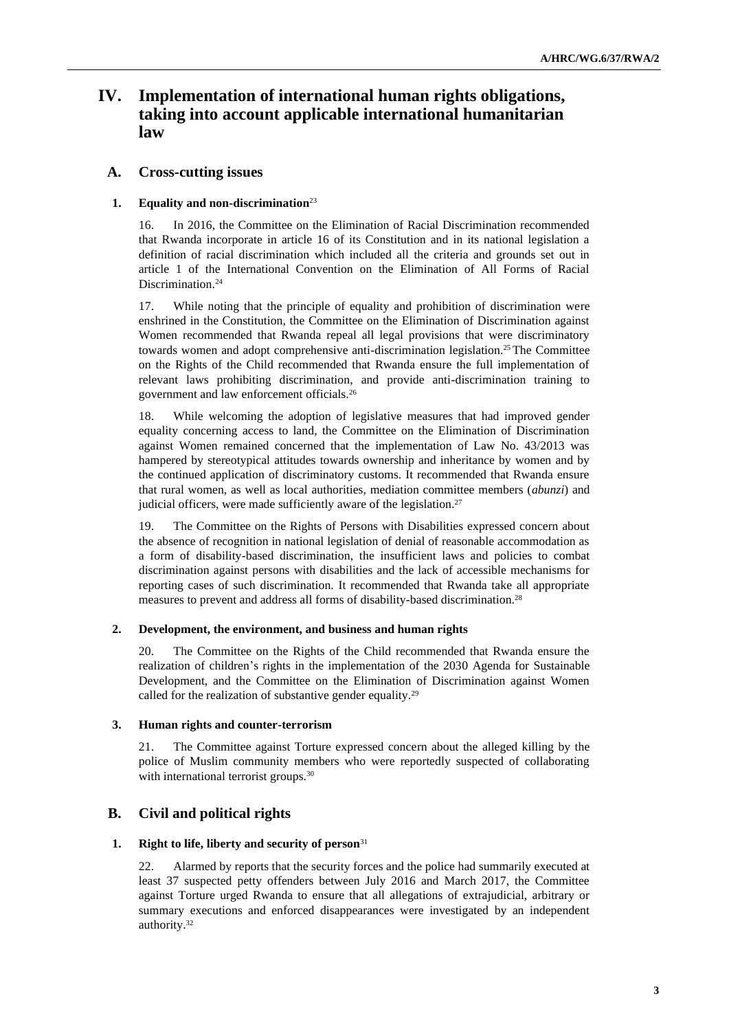# IV. Implementation of international human rights obligations, taking into account applicable international humanitarian law

## A. Cross-cutting issues

### 1. Equality and non-discrimination[23]

16. In 2016, the Committee on the Elimination of Racial Discrimination recommended that Rwanda incorporate in article 16 of its Constitution and in its national legislation a definition of racial discrimination which included all the criteria and grounds set out in article 1 of the International Convention on the Elimination of All Forms of Racial Discrimination.[24]

17. While noting that the principle of equality and prohibition of discrimination were enshrined in the Constitution, the Committee on the Elimination of Discrimination against Women recommended that Rwanda repeal all legal provisions that were discriminatory towards women and adopt comprehensive anti-discrimination legislation.[25] The Committee on the Rights of the Child recommended that Rwanda ensure the full implementation of relevant laws prohibiting discrimination, and provide anti-discrimination training to government and law enforcement officials.[26]

18. While welcoming the adoption of legislative measures that had improved gender equality concerning access to land, the Committee on the Elimination of Discrimination against Women remained concerned that the implementation of Law No. 43/2013 was hampered by stereotypical attitudes towards ownership and inheritance by women and by the continued application of discriminatory customs. It recommended that Rwanda ensure that rural women, as well as local authorities, mediation committee members (*abunzi*) and judicial officers, were made sufficiently aware of the legislation.[27]

19. The Committee on the Rights of Persons with Disabilities expressed concern about the absence of recognition in national legislation of denial of reasonable accommodation as a form of disability-based discrimination, the insufficient laws and policies to combat discrimination against persons with disabilities and the lack of accessible mechanisms for reporting cases of such discrimination. It recommended that Rwanda take all appropriate measures to prevent and address all forms of disability-based discrimination.[28]

### 2. Development, the environment, and business and human rights

20. The Committee on the Rights of the Child recommended that Rwanda ensure the realization of children's rights in the implementation of the 2030 Agenda for Sustainable Development, and the Committee on the Elimination of Discrimination against Women called for the realization of substantive gender equality.[29]

### 3. Human rights and counter-terrorism

21. The Committee against Torture expressed concern about the alleged killing by the police of Muslim community members who were reportedly suspected of collaborating with international terrorist groups.[30]

## B. Civil and political rights

### 1. Right to life, liberty and security of person[31]

22. Alarmed by reports that the security forces and the police had summarily executed at least 37 suspected petty offenders between July 2016 and March 2017, the Committee against Torture urged Rwanda to ensure that all allegations of extrajudicial, arbitrary or summary executions and enforced disappearances were investigated by an independent authority.[32]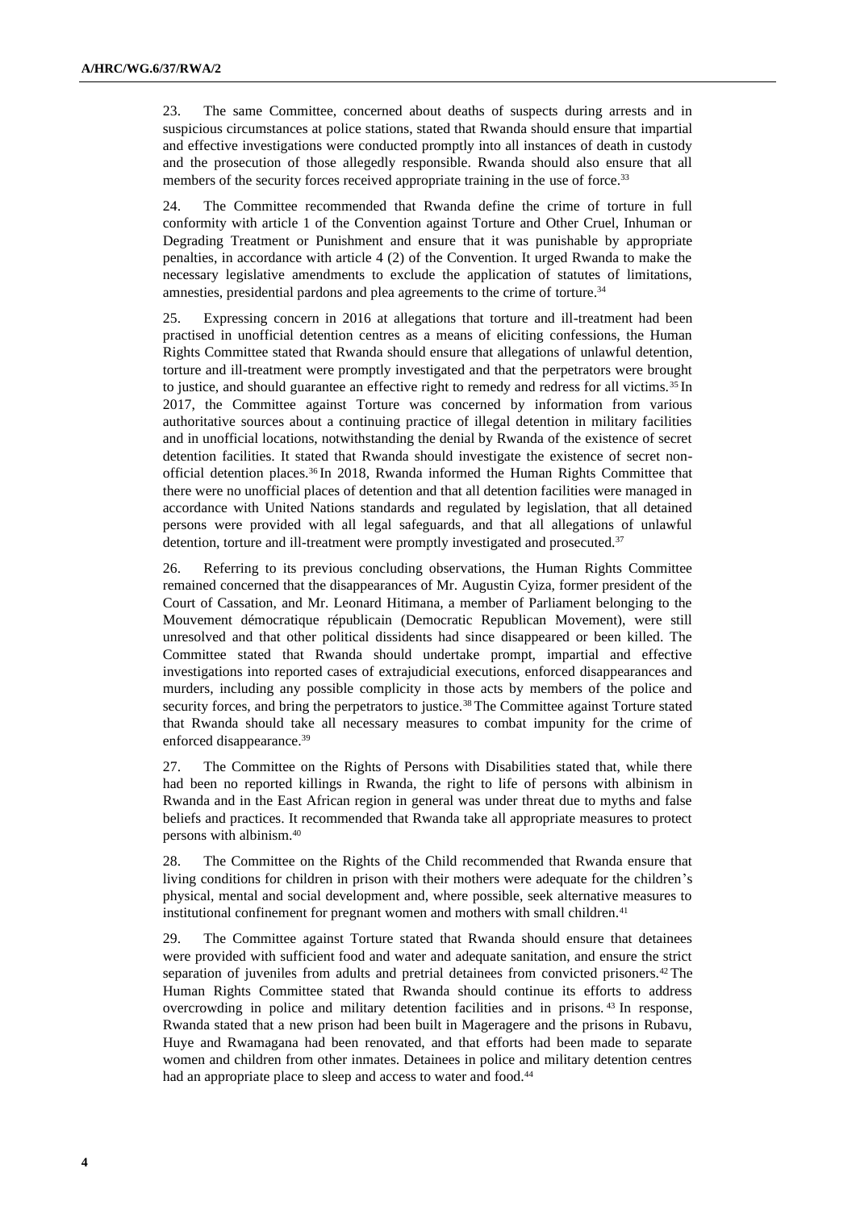23. The same Committee, concerned about deaths of suspects during arrests and in suspicious circumstances at police stations, stated that Rwanda should ensure that impartial and effective investigations were conducted promptly into all instances of death in custody and the prosecution of those allegedly responsible. Rwanda should also ensure that all members of the security forces received appropriate training in the use of force.[33]

24. The Committee recommended that Rwanda define the crime of torture in full conformity with article 1 of the Convention against Torture and Other Cruel, Inhuman or Degrading Treatment or Punishment and ensure that it was punishable by appropriate penalties, in accordance with article 4 (2) of the Convention. It urged Rwanda to make the necessary legislative amendments to exclude the application of statutes of limitations, amnesties, presidential pardons and plea agreements to the crime of torture.[34]

25. Expressing concern in 2016 at allegations that torture and ill-treatment had been practised in unofficial detention centres as a means of eliciting confessions, the Human Rights Committee stated that Rwanda should ensure that allegations of unlawful detention, torture and ill-treatment were promptly investigated and that the perpetrators were brought to justice, and should guarantee an effective right to remedy and redress for all victims.[35] In 2017, the Committee against Torture was concerned by information from various authoritative sources about a continuing practice of illegal detention in military facilities and in unofficial locations, notwithstanding the denial by Rwanda of the existence of secret detention facilities. It stated that Rwanda should investigate the existence of secret non-official detention places.[36] In 2018, Rwanda informed the Human Rights Committee that there were no unofficial places of detention and that all detention facilities were managed in accordance with United Nations standards and regulated by legislation, that all detained persons were provided with all legal safeguards, and that all allegations of unlawful detention, torture and ill-treatment were promptly investigated and prosecuted.[37]

26. Referring to its previous concluding observations, the Human Rights Committee remained concerned that the disappearances of Mr. Augustin Cyiza, former president of the Court of Cassation, and Mr. Leonard Hitimana, a member of Parliament belonging to the Mouvement démocratique républicain (Democratic Republican Movement), were still unresolved and that other political dissidents had since disappeared or been killed. The Committee stated that Rwanda should undertake prompt, impartial and effective investigations into reported cases of extrajudicial executions, enforced disappearances and murders, including any possible complicity in those acts by members of the police and security forces, and bring the perpetrators to justice.[38] The Committee against Torture stated that Rwanda should take all necessary measures to combat impunity for the crime of enforced disappearance.[39]

27. The Committee on the Rights of Persons with Disabilities stated that, while there had been no reported killings in Rwanda, the right to life of persons with albinism in Rwanda and in the East African region in general was under threat due to myths and false beliefs and practices. It recommended that Rwanda take all appropriate measures to protect persons with albinism.[40]

28. The Committee on the Rights of the Child recommended that Rwanda ensure that living conditions for children in prison with their mothers were adequate for the children's physical, mental and social development and, where possible, seek alternative measures to institutional confinement for pregnant women and mothers with small children.[41]

29. The Committee against Torture stated that Rwanda should ensure that detainees were provided with sufficient food and water and adequate sanitation, and ensure the strict separation of juveniles from adults and pretrial detainees from convicted prisoners.[42] The Human Rights Committee stated that Rwanda should continue its efforts to address overcrowding in police and military detention facilities and in prisons.[43] In response, Rwanda stated that a new prison had been built in Mageragere and the prisons in Rubavu, Huye and Rwamagana had been renovated, and that efforts had been made to separate women and children from other inmates. Detainees in police and military detention centres had an appropriate place to sleep and access to water and food.[44]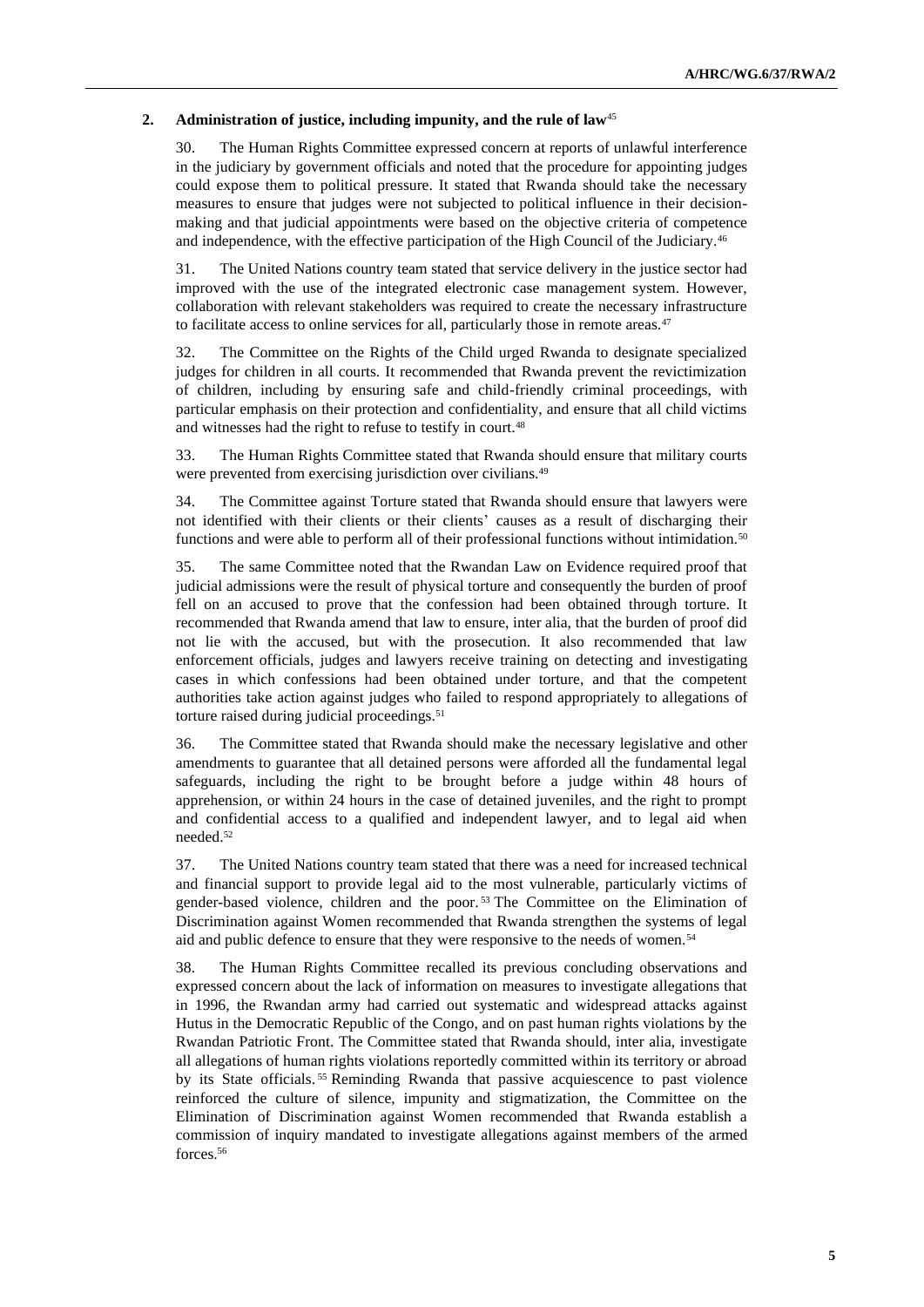## 2. Administration of justice, including impunity, and the rule of law[45]

30. The Human Rights Committee expressed concern at reports of unlawful interference in the judiciary by government officials and noted that the procedure for appointing judges could expose them to political pressure. It stated that Rwanda should take the necessary measures to ensure that judges were not subjected to political influence in their decision-making and that judicial appointments were based on the objective criteria of competence and independence, with the effective participation of the High Council of the Judiciary.[46]

31. The United Nations country team stated that service delivery in the justice sector had improved with the use of the integrated electronic case management system. However, collaboration with relevant stakeholders was required to create the necessary infrastructure to facilitate access to online services for all, particularly those in remote areas.[47]

32. The Committee on the Rights of the Child urged Rwanda to designate specialized judges for children in all courts. It recommended that Rwanda prevent the revictimization of children, including by ensuring safe and child-friendly criminal proceedings, with particular emphasis on their protection and confidentiality, and ensure that all child victims and witnesses had the right to refuse to testify in court.[48]

33. The Human Rights Committee stated that Rwanda should ensure that military courts were prevented from exercising jurisdiction over civilians.[49]

34. The Committee against Torture stated that Rwanda should ensure that lawyers were not identified with their clients or their clients' causes as a result of discharging their functions and were able to perform all of their professional functions without intimidation.[50]

35. The same Committee noted that the Rwandan Law on Evidence required proof that judicial admissions were the result of physical torture and consequently the burden of proof fell on an accused to prove that the confession had been obtained through torture. It recommended that Rwanda amend that law to ensure, inter alia, that the burden of proof did not lie with the accused, but with the prosecution. It also recommended that law enforcement officials, judges and lawyers receive training on detecting and investigating cases in which confessions had been obtained under torture, and that the competent authorities take action against judges who failed to respond appropriately to allegations of torture raised during judicial proceedings.[51]

36. The Committee stated that Rwanda should make the necessary legislative and other amendments to guarantee that all detained persons were afforded all the fundamental legal safeguards, including the right to be brought before a judge within 48 hours of apprehension, or within 24 hours in the case of detained juveniles, and the right to prompt and confidential access to a qualified and independent lawyer, and to legal aid when needed.[52]

37. The United Nations country team stated that there was a need for increased technical and financial support to provide legal aid to the most vulnerable, particularly victims of gender-based violence, children and the poor.[53] The Committee on the Elimination of Discrimination against Women recommended that Rwanda strengthen the systems of legal aid and public defence to ensure that they were responsive to the needs of women.[54]

38. The Human Rights Committee recalled its previous concluding observations and expressed concern about the lack of information on measures to investigate allegations that in 1996, the Rwandan army had carried out systematic and widespread attacks against Hutus in the Democratic Republic of the Congo, and on past human rights violations by the Rwandan Patriotic Front. The Committee stated that Rwanda should, inter alia, investigate all allegations of human rights violations reportedly committed within its territory or abroad by its State officials.[55] Reminding Rwanda that passive acquiescence to past violence reinforced the culture of silence, impunity and stigmatization, the Committee on the Elimination of Discrimination against Women recommended that Rwanda establish a commission of inquiry mandated to investigate allegations against members of the armed forces.[56]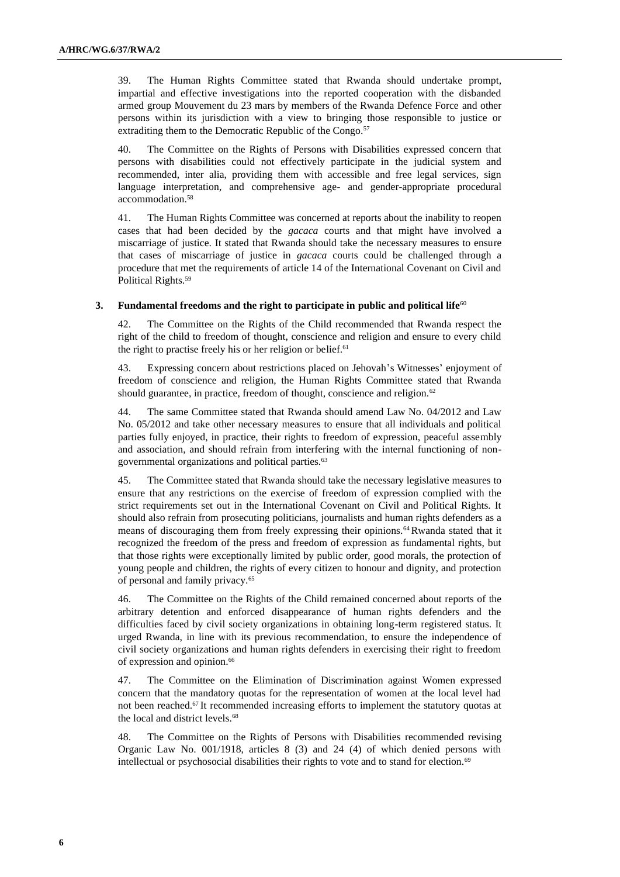39. The Human Rights Committee stated that Rwanda should undertake prompt, impartial and effective investigations into the reported cooperation with the disbanded armed group Mouvement du 23 mars by members of the Rwanda Defence Force and other persons within its jurisdiction with a view to bringing those responsible to justice or extraditing them to the Democratic Republic of the Congo.[57]

40. The Committee on the Rights of Persons with Disabilities expressed concern that persons with disabilities could not effectively participate in the judicial system and recommended, inter alia, providing them with accessible and free legal services, sign language interpretation, and comprehensive age- and gender-appropriate procedural accommodation.[58]

41. The Human Rights Committee was concerned at reports about the inability to reopen cases that had been decided by the *gacaca* courts and that might have involved a miscarriage of justice. It stated that Rwanda should take the necessary measures to ensure that cases of miscarriage of justice in *gacaca* courts could be challenged through a procedure that met the requirements of article 14 of the International Covenant on Civil and Political Rights.[59]

### 3. Fundamental freedoms and the right to participate in public and political life[60]

42. The Committee on the Rights of the Child recommended that Rwanda respect the right of the child to freedom of thought, conscience and religion and ensure to every child the right to practise freely his or her religion or belief.[61]

43. Expressing concern about restrictions placed on Jehovah's Witnesses' enjoyment of freedom of conscience and religion, the Human Rights Committee stated that Rwanda should guarantee, in practice, freedom of thought, conscience and religion.[62]

44. The same Committee stated that Rwanda should amend Law No. 04/2012 and Law No. 05/2012 and take other necessary measures to ensure that all individuals and political parties fully enjoyed, in practice, their rights to freedom of expression, peaceful assembly and association, and should refrain from interfering with the internal functioning of non-governmental organizations and political parties.[63]

45. The Committee stated that Rwanda should take the necessary legislative measures to ensure that any restrictions on the exercise of freedom of expression complied with the strict requirements set out in the International Covenant on Civil and Political Rights. It should also refrain from prosecuting politicians, journalists and human rights defenders as a means of discouraging them from freely expressing their opinions.[64] Rwanda stated that it recognized the freedom of the press and freedom of expression as fundamental rights, but that those rights were exceptionally limited by public order, good morals, the protection of young people and children, the rights of every citizen to honour and dignity, and protection of personal and family privacy.[65]

46. The Committee on the Rights of the Child remained concerned about reports of the arbitrary detention and enforced disappearance of human rights defenders and the difficulties faced by civil society organizations in obtaining long-term registered status. It urged Rwanda, in line with its previous recommendation, to ensure the independence of civil society organizations and human rights defenders in exercising their right to freedom of expression and opinion.[66]

47. The Committee on the Elimination of Discrimination against Women expressed concern that the mandatory quotas for the representation of women at the local level had not been reached.[67] It recommended increasing efforts to implement the statutory quotas at the local and district levels.[68]

48. The Committee on the Rights of Persons with Disabilities recommended revising Organic Law No. 001/1918, articles 8 (3) and 24 (4) of which denied persons with intellectual or psychosocial disabilities their rights to vote and to stand for election.[69]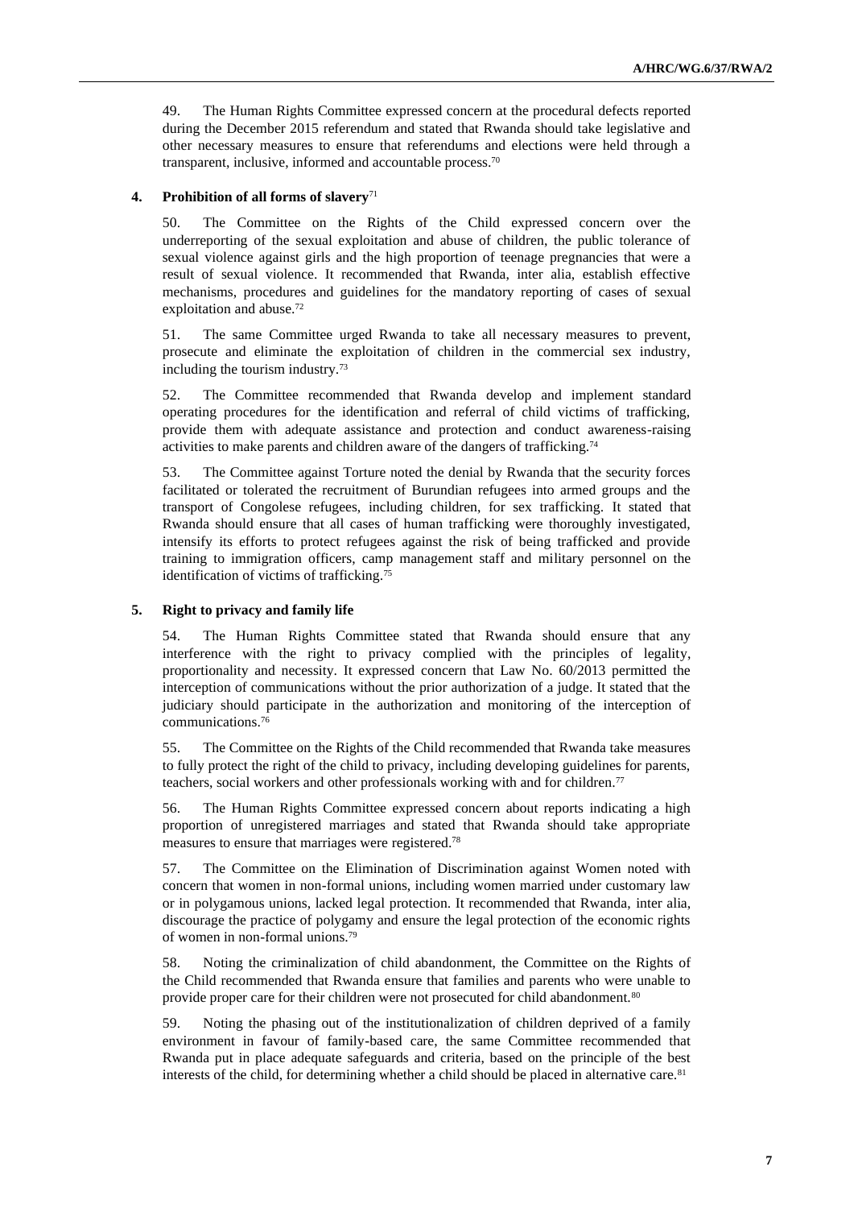49. The Human Rights Committee expressed concern at the procedural defects reported during the December 2015 referendum and stated that Rwanda should take legislative and other necessary measures to ensure that referendums and elections were held through a transparent, inclusive, informed and accountable process.[70]

### 4. Prohibition of all forms of slavery[71]

50. The Committee on the Rights of the Child expressed concern over the underreporting of the sexual exploitation and abuse of children, the public tolerance of sexual violence against girls and the high proportion of teenage pregnancies that were a result of sexual violence. It recommended that Rwanda, inter alia, establish effective mechanisms, procedures and guidelines for the mandatory reporting of cases of sexual exploitation and abuse.[72]

51. The same Committee urged Rwanda to take all necessary measures to prevent, prosecute and eliminate the exploitation of children in the commercial sex industry, including the tourism industry.[73]

52. The Committee recommended that Rwanda develop and implement standard operating procedures for the identification and referral of child victims of trafficking, provide them with adequate assistance and protection and conduct awareness-raising activities to make parents and children aware of the dangers of trafficking.[74]

53. The Committee against Torture noted the denial by Rwanda that the security forces facilitated or tolerated the recruitment of Burundian refugees into armed groups and the transport of Congolese refugees, including children, for sex trafficking. It stated that Rwanda should ensure that all cases of human trafficking were thoroughly investigated, intensify its efforts to protect refugees against the risk of being trafficked and provide training to immigration officers, camp management staff and military personnel on the identification of victims of trafficking.[75]

### 5. Right to privacy and family life

54. The Human Rights Committee stated that Rwanda should ensure that any interference with the right to privacy complied with the principles of legality, proportionality and necessity. It expressed concern that Law No. 60/2013 permitted the interception of communications without the prior authorization of a judge. It stated that the judiciary should participate in the authorization and monitoring of the interception of communications.[76]

55. The Committee on the Rights of the Child recommended that Rwanda take measures to fully protect the right of the child to privacy, including developing guidelines for parents, teachers, social workers and other professionals working with and for children.[77]

56. The Human Rights Committee expressed concern about reports indicating a high proportion of unregistered marriages and stated that Rwanda should take appropriate measures to ensure that marriages were registered.[78]

57. The Committee on the Elimination of Discrimination against Women noted with concern that women in non-formal unions, including women married under customary law or in polygamous unions, lacked legal protection. It recommended that Rwanda, inter alia, discourage the practice of polygamy and ensure the legal protection of the economic rights of women in non-formal unions.[79]

58. Noting the criminalization of child abandonment, the Committee on the Rights of the Child recommended that Rwanda ensure that families and parents who were unable to provide proper care for their children were not prosecuted for child abandonment.[80]

59. Noting the phasing out of the institutionalization of children deprived of a family environment in favour of family-based care, the same Committee recommended that Rwanda put in place adequate safeguards and criteria, based on the principle of the best interests of the child, for determining whether a child should be placed in alternative care.[81]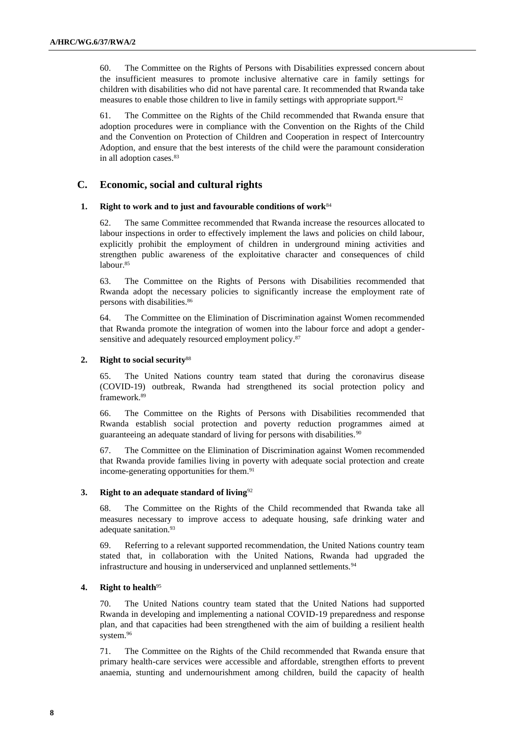60. The Committee on the Rights of Persons with Disabilities expressed concern about the insufficient measures to promote inclusive alternative care in family settings for children with disabilities who did not have parental care. It recommended that Rwanda take measures to enable those children to live in family settings with appropriate support.[82]

61. The Committee on the Rights of the Child recommended that Rwanda ensure that adoption procedures were in compliance with the Convention on the Rights of the Child and the Convention on Protection of Children and Cooperation in respect of Intercountry Adoption, and ensure that the best interests of the child were the paramount consideration in all adoption cases.[83]

## C. Economic, social and cultural rights

### 1. Right to work and to just and favourable conditions of work[84]

62. The same Committee recommended that Rwanda increase the resources allocated to labour inspections in order to effectively implement the laws and policies on child labour, explicitly prohibit the employment of children in underground mining activities and strengthen public awareness of the exploitative character and consequences of child labour.[85]

63. The Committee on the Rights of Persons with Disabilities recommended that Rwanda adopt the necessary policies to significantly increase the employment rate of persons with disabilities.[86]

64. The Committee on the Elimination of Discrimination against Women recommended that Rwanda promote the integration of women into the labour force and adopt a gender-sensitive and adequately resourced employment policy.[87]

### 2. Right to social security[88]

65. The United Nations country team stated that during the coronavirus disease (COVID-19) outbreak, Rwanda had strengthened its social protection policy and framework.[89]

66. The Committee on the Rights of Persons with Disabilities recommended that Rwanda establish social protection and poverty reduction programmes aimed at guaranteeing an adequate standard of living for persons with disabilities.[90]

67. The Committee on the Elimination of Discrimination against Women recommended that Rwanda provide families living in poverty with adequate social protection and create income-generating opportunities for them.[91]

### 3. Right to an adequate standard of living[92]

68. The Committee on the Rights of the Child recommended that Rwanda take all measures necessary to improve access to adequate housing, safe drinking water and adequate sanitation.[93]

69. Referring to a relevant supported recommendation, the United Nations country team stated that, in collaboration with the United Nations, Rwanda had upgraded the infrastructure and housing in underserviced and unplanned settlements.[94]

### 4. Right to health[95]

70. The United Nations country team stated that the United Nations had supported Rwanda in developing and implementing a national COVID-19 preparedness and response plan, and that capacities had been strengthened with the aim of building a resilient health system.[96]

71. The Committee on the Rights of the Child recommended that Rwanda ensure that primary health-care services were accessible and affordable, strengthen efforts to prevent anaemia, stunting and undernourishment among children, build the capacity of health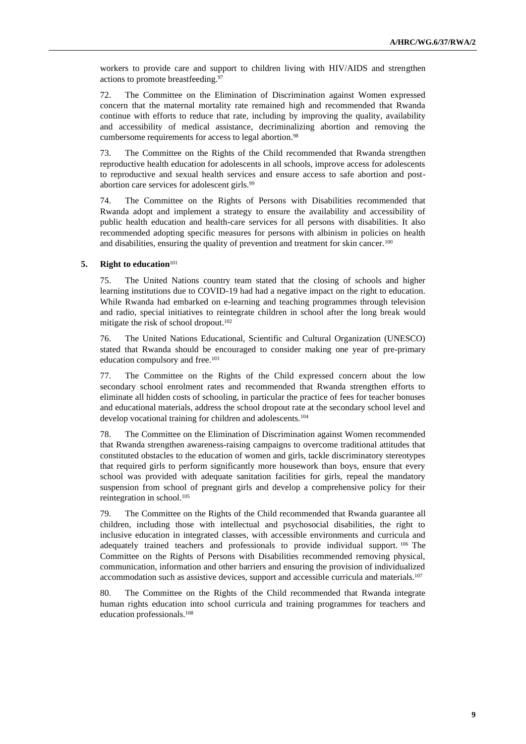workers to provide care and support to children living with HIV/AIDS and strengthen actions to promote breastfeeding.[97]

72. The Committee on the Elimination of Discrimination against Women expressed concern that the maternal mortality rate remained high and recommended that Rwanda continue with efforts to reduce that rate, including by improving the quality, availability and accessibility of medical assistance, decriminalizing abortion and removing the cumbersome requirements for access to legal abortion.[98]

73. The Committee on the Rights of the Child recommended that Rwanda strengthen reproductive health education for adolescents in all schools, improve access for adolescents to reproductive and sexual health services and ensure access to safe abortion and post-abortion care services for adolescent girls.[99]

74. The Committee on the Rights of Persons with Disabilities recommended that Rwanda adopt and implement a strategy to ensure the availability and accessibility of public health education and health-care services for all persons with disabilities. It also recommended adopting specific measures for persons with albinism in policies on health and disabilities, ensuring the quality of prevention and treatment for skin cancer.[100]

### 5. Right to education[101]

75. The United Nations country team stated that the closing of schools and higher learning institutions due to COVID-19 had had a negative impact on the right to education. While Rwanda had embarked on e-learning and teaching programmes through television and radio, special initiatives to reintegrate children in school after the long break would mitigate the risk of school dropout.[102]

76. The United Nations Educational, Scientific and Cultural Organization (UNESCO) stated that Rwanda should be encouraged to consider making one year of pre-primary education compulsory and free.[103]

77. The Committee on the Rights of the Child expressed concern about the low secondary school enrolment rates and recommended that Rwanda strengthen efforts to eliminate all hidden costs of schooling, in particular the practice of fees for teacher bonuses and educational materials, address the school dropout rate at the secondary school level and develop vocational training for children and adolescents.[104]

78. The Committee on the Elimination of Discrimination against Women recommended that Rwanda strengthen awareness-raising campaigns to overcome traditional attitudes that constituted obstacles to the education of women and girls, tackle discriminatory stereotypes that required girls to perform significantly more housework than boys, ensure that every school was provided with adequate sanitation facilities for girls, repeal the mandatory suspension from school of pregnant girls and develop a comprehensive policy for their reintegration in school.[105]

79. The Committee on the Rights of the Child recommended that Rwanda guarantee all children, including those with intellectual and psychosocial disabilities, the right to inclusive education in integrated classes, with accessible environments and curricula and adequately trained teachers and professionals to provide individual support.[106] The Committee on the Rights of Persons with Disabilities recommended removing physical, communication, information and other barriers and ensuring the provision of individualized accommodation such as assistive devices, support and accessible curricula and materials.[107]

80. The Committee on the Rights of the Child recommended that Rwanda integrate human rights education into school curricula and training programmes for teachers and education professionals.[108]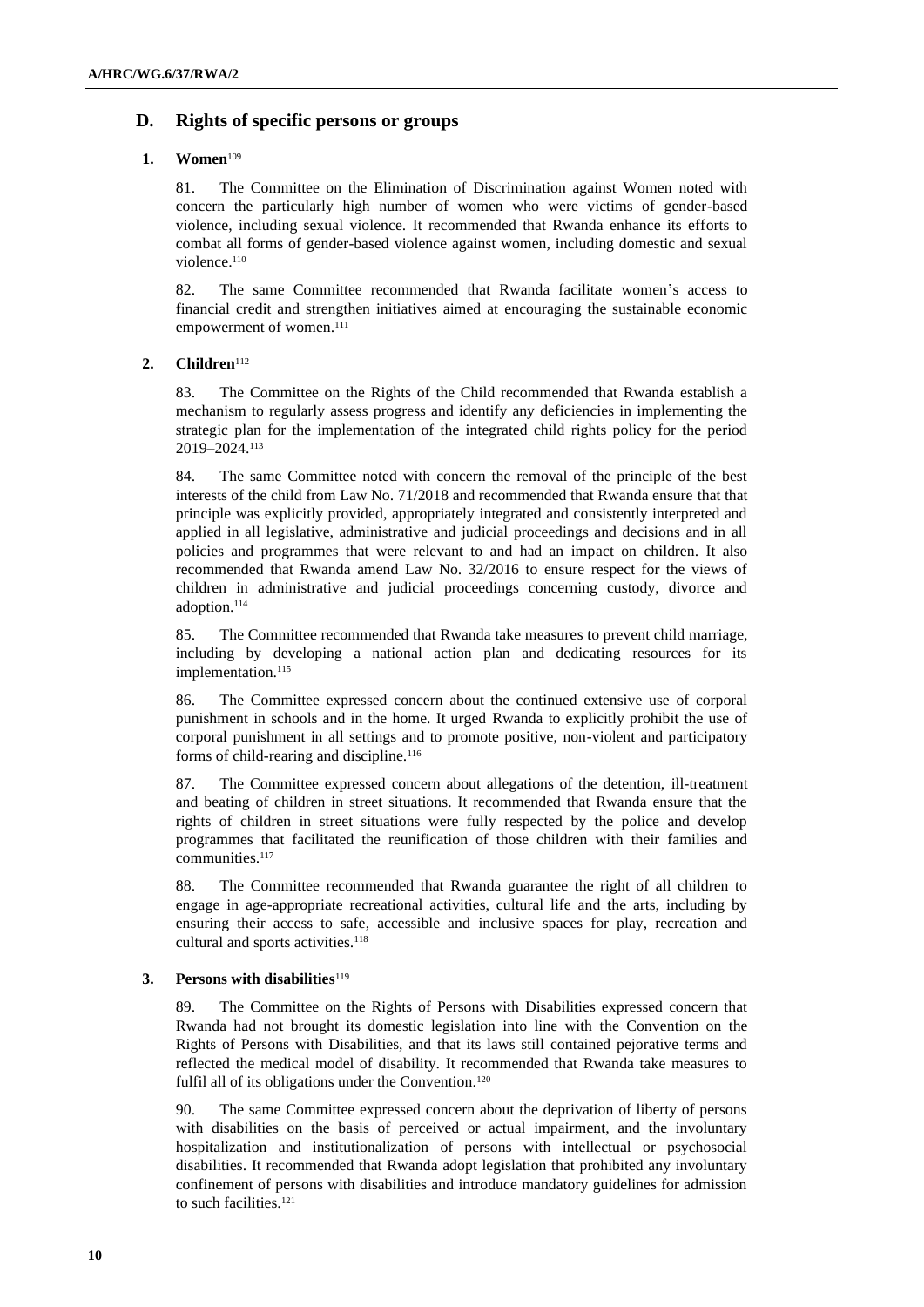## D. Rights of specific persons or groups

### 1. Women[109]

81. The Committee on the Elimination of Discrimination against Women noted with concern the particularly high number of women who were victims of gender-based violence, including sexual violence. It recommended that Rwanda enhance its efforts to combat all forms of gender-based violence against women, including domestic and sexual violence.[110]

82. The same Committee recommended that Rwanda facilitate women's access to financial credit and strengthen initiatives aimed at encouraging the sustainable economic empowerment of women.[111]

### 2. Children[112]

83. The Committee on the Rights of the Child recommended that Rwanda establish a mechanism to regularly assess progress and identify any deficiencies in implementing the strategic plan for the implementation of the integrated child rights policy for the period 2019–2024.[113]

84. The same Committee noted with concern the removal of the principle of the best interests of the child from Law No. 71/2018 and recommended that Rwanda ensure that that principle was explicitly provided, appropriately integrated and consistently interpreted and applied in all legislative, administrative and judicial proceedings and decisions and in all policies and programmes that were relevant to and had an impact on children. It also recommended that Rwanda amend Law No. 32/2016 to ensure respect for the views of children in administrative and judicial proceedings concerning custody, divorce and adoption.[114]

85. The Committee recommended that Rwanda take measures to prevent child marriage, including by developing a national action plan and dedicating resources for its implementation.[115]

86. The Committee expressed concern about the continued extensive use of corporal punishment in schools and in the home. It urged Rwanda to explicitly prohibit the use of corporal punishment in all settings and to promote positive, non-violent and participatory forms of child-rearing and discipline.[116]

87. The Committee expressed concern about allegations of the detention, ill-treatment and beating of children in street situations. It recommended that Rwanda ensure that the rights of children in street situations were fully respected by the police and develop programmes that facilitated the reunification of those children with their families and communities.[117]

88. The Committee recommended that Rwanda guarantee the right of all children to engage in age-appropriate recreational activities, cultural life and the arts, including by ensuring their access to safe, accessible and inclusive spaces for play, recreation and cultural and sports activities.[118]

### 3. Persons with disabilities[119]

89. The Committee on the Rights of Persons with Disabilities expressed concern that Rwanda had not brought its domestic legislation into line with the Convention on the Rights of Persons with Disabilities, and that its laws still contained pejorative terms and reflected the medical model of disability. It recommended that Rwanda take measures to fulfil all of its obligations under the Convention.[120]

90. The same Committee expressed concern about the deprivation of liberty of persons with disabilities on the basis of perceived or actual impairment, and the involuntary hospitalization and institutionalization of persons with intellectual or psychosocial disabilities. It recommended that Rwanda adopt legislation that prohibited any involuntary confinement of persons with disabilities and introduce mandatory guidelines for admission to such facilities.[121]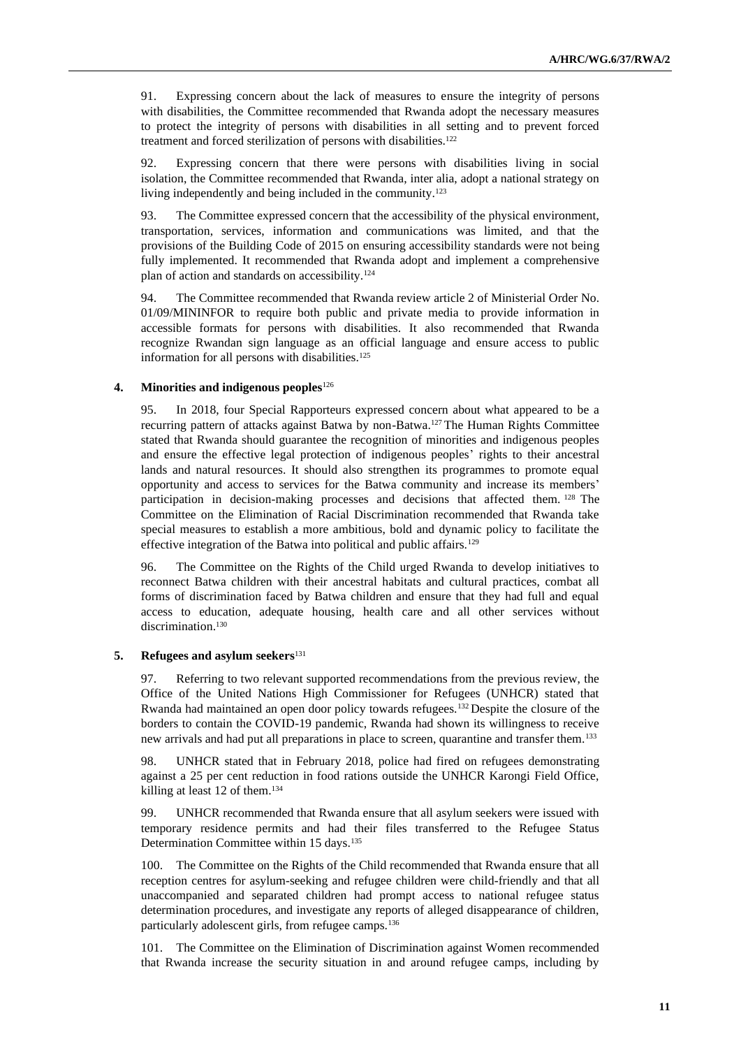91. Expressing concern about the lack of measures to ensure the integrity of persons with disabilities, the Committee recommended that Rwanda adopt the necessary measures to protect the integrity of persons with disabilities in all setting and to prevent forced treatment and forced sterilization of persons with disabilities.[122]

92. Expressing concern that there were persons with disabilities living in social isolation, the Committee recommended that Rwanda, inter alia, adopt a national strategy on living independently and being included in the community.[123]

93. The Committee expressed concern that the accessibility of the physical environment, transportation, services, information and communications was limited, and that the provisions of the Building Code of 2015 on ensuring accessibility standards were not being fully implemented. It recommended that Rwanda adopt and implement a comprehensive plan of action and standards on accessibility.[124]

94. The Committee recommended that Rwanda review article 2 of Ministerial Order No. 01/09/MININFOR to require both public and private media to provide information in accessible formats for persons with disabilities. It also recommended that Rwanda recognize Rwandan sign language as an official language and ensure access to public information for all persons with disabilities.[125]

#### 4. Minorities and indigenous peoples[126]

95. In 2018, four Special Rapporteurs expressed concern about what appeared to be a recurring pattern of attacks against Batwa by non-Batwa.[127] The Human Rights Committee stated that Rwanda should guarantee the recognition of minorities and indigenous peoples and ensure the effective legal protection of indigenous peoples' rights to their ancestral lands and natural resources. It should also strengthen its programmes to promote equal opportunity and access to services for the Batwa community and increase its members' participation in decision-making processes and decisions that affected them.[128] The Committee on the Elimination of Racial Discrimination recommended that Rwanda take special measures to establish a more ambitious, bold and dynamic policy to facilitate the effective integration of the Batwa into political and public affairs.[129]

96. The Committee on the Rights of the Child urged Rwanda to develop initiatives to reconnect Batwa children with their ancestral habitats and cultural practices, combat all forms of discrimination faced by Batwa children and ensure that they had full and equal access to education, adequate housing, health care and all other services without discrimination.[130]

#### 5. Refugees and asylum seekers[131]

97. Referring to two relevant supported recommendations from the previous review, the Office of the United Nations High Commissioner for Refugees (UNHCR) stated that Rwanda had maintained an open door policy towards refugees.[132] Despite the closure of the borders to contain the COVID-19 pandemic, Rwanda had shown its willingness to receive new arrivals and had put all preparations in place to screen, quarantine and transfer them.[133]

98. UNHCR stated that in February 2018, police had fired on refugees demonstrating against a 25 per cent reduction in food rations outside the UNHCR Karongi Field Office, killing at least 12 of them.[134]

99. UNHCR recommended that Rwanda ensure that all asylum seekers were issued with temporary residence permits and had their files transferred to the Refugee Status Determination Committee within 15 days.[135]

100. The Committee on the Rights of the Child recommended that Rwanda ensure that all reception centres for asylum-seeking and refugee children were child-friendly and that all unaccompanied and separated children had prompt access to national refugee status determination procedures, and investigate any reports of alleged disappearance of children, particularly adolescent girls, from refugee camps.[136]

101. The Committee on the Elimination of Discrimination against Women recommended that Rwanda increase the security situation in and around refugee camps, including by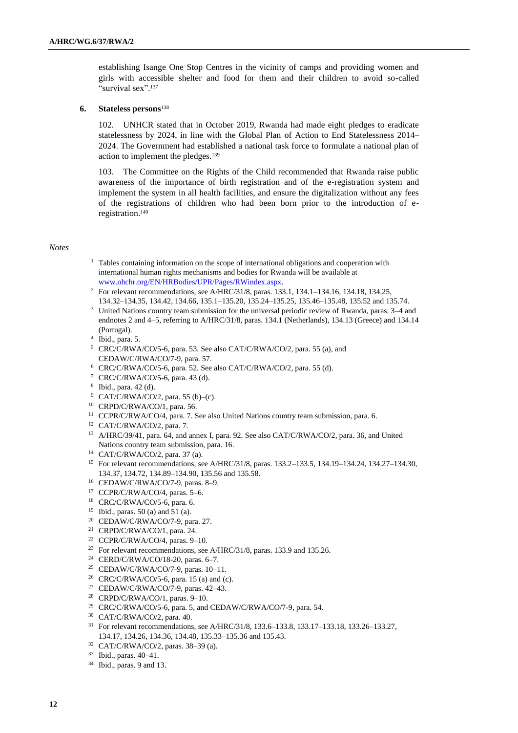establishing Isange One Stop Centres in the vicinity of camps and providing women and girls with accessible shelter and food for them and their children to avoid so-called "survival sex".[137]

### 6. Stateless persons[138]

102. UNHCR stated that in October 2019, Rwanda had made eight pledges to eradicate statelessness by 2024, in line with the Global Plan of Action to End Statelessness 2014–2024. The Government had established a national task force to formulate a national plan of action to implement the pledges.[139]

103. The Committee on the Rights of the Child recommended that Rwanda raise public awareness of the importance of birth registration and of the e-registration system and implement the system in all health facilities, and ensure the digitalization without any fees of the registrations of children who had been born prior to the introduction of e-registration.[140]

*Notes*

1 Tables containing information on the scope of international obligations and cooperation with international human rights mechanisms and bodies for Rwanda will be available at www.ohchr.org/EN/HRBodies/UPR/Pages/RWindex.aspx.

2 For relevant recommendations, see A/HRC/31/8, paras. 133.1, 134.1–134.16, 134.18, 134.25, 134.32–134.35, 134.42, 134.66, 135.1–135.20, 135.24–135.25, 135.46–135.48, 135.52 and 135.74.

3 United Nations country team submission for the universal periodic review of Rwanda, paras. 3–4 and endnotes 2 and 4–5, referring to A/HRC/31/8, paras. 134.1 (Netherlands), 134.13 (Greece) and 134.14 (Portugal).

4 Ibid., para. 5.

5 CRC/C/RWA/CO/5-6, para. 53. See also CAT/C/RWA/CO/2, para. 55 (a), and CEDAW/C/RWA/CO/7-9, para. 57.

6 CRC/C/RWA/CO/5-6, para. 52. See also CAT/C/RWA/CO/2, para. 55 (d).

7 CRC/C/RWA/CO/5-6, para. 43 (d).

8 Ibid., para. 42 (d).

9 CAT/C/RWA/CO/2, para. 55 (b)–(c).

10 CRPD/C/RWA/CO/1, para. 56.

11 CCPR/C/RWA/CO/4, para. 7. See also United Nations country team submission, para. 6.

12 CAT/C/RWA/CO/2, para. 7.

13 A/HRC/39/41, para. 64, and annex I, para. 92. See also CAT/C/RWA/CO/2, para. 36, and United Nations country team submission, para. 16.

14 CAT/C/RWA/CO/2, para. 37 (a).

15 For relevant recommendations, see A/HRC/31/8, paras. 133.2–133.5, 134.19–134.24, 134.27–134.30, 134.37, 134.72, 134.89–134.90, 135.56 and 135.58.

16 CEDAW/C/RWA/CO/7-9, paras. 8–9.

17 CCPR/C/RWA/CO/4, paras. 5–6.

18 CRC/C/RWA/CO/5-6, para. 6.

19 Ibid., paras. 50 (a) and 51 (a).

20 CEDAW/C/RWA/CO/7-9, para. 27.

21 CRPD/C/RWA/CO/1, para. 24.

22 CCPR/C/RWA/CO/4, paras. 9–10.

23 For relevant recommendations, see A/HRC/31/8, paras. 133.9 and 135.26.

24 CERD/C/RWA/CO/18-20, paras. 6–7.

25 CEDAW/C/RWA/CO/7-9, paras. 10–11.

26 CRC/C/RWA/CO/5-6, para. 15 (a) and (c).

27 CEDAW/C/RWA/CO/7-9, paras. 42–43.

28 CRPD/C/RWA/CO/1, paras. 9–10.

29 CRC/C/RWA/CO/5-6, para. 5, and CEDAW/C/RWA/CO/7-9, para. 54.

30 CAT/C/RWA/CO/2, para. 40.

31 For relevant recommendations, see A/HRC/31/8, paras. 133.6–133.8, 133.17–133.18, 133.26–133.27, 134.17, 134.26, 134.36, 134.48, 135.33–135.36 and 135.43.

32 CAT/C/RWA/CO/2, paras. 38–39 (a).

33 Ibid., paras. 40–41.

34 Ibid., paras. 9 and 13.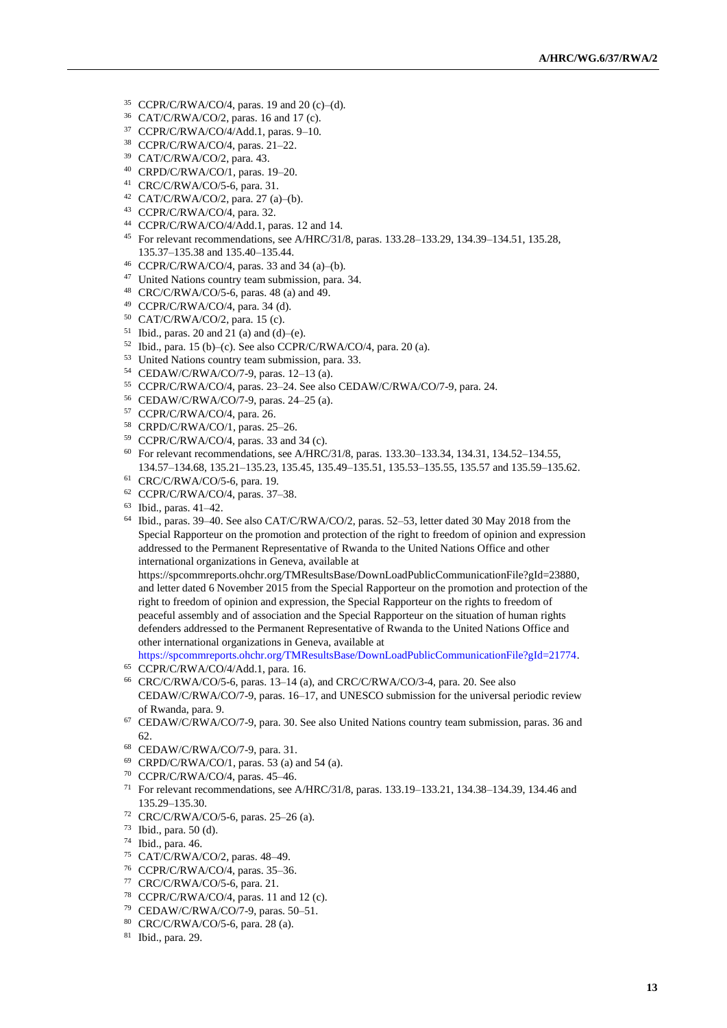[35] CCPR/C/RWA/CO/4, paras. 19 and 20 (c)–(d).

[36] CAT/C/RWA/CO/2, paras. 16 and 17 (c).

[37] CCPR/C/RWA/CO/4/Add.1, paras. 9–10.

[38] CCPR/C/RWA/CO/4, paras. 21–22.

[39] CAT/C/RWA/CO/2, para. 43.

[40] CRPD/C/RWA/CO/1, paras. 19–20.

[41] CRC/C/RWA/CO/5-6, para. 31.

[42] CAT/C/RWA/CO/2, para. 27 (a)–(b).

[43] CCPR/C/RWA/CO/4, para. 32.

[44] CCPR/C/RWA/CO/4/Add.1, paras. 12 and 14.

[45] For relevant recommendations, see A/HRC/31/8, paras. 133.28–133.29, 134.39–134.51, 135.28, 135.37–135.38 and 135.40–135.44.

[46] CCPR/C/RWA/CO/4, paras. 33 and 34 (a)–(b).

[47] United Nations country team submission, para. 34.

[48] CRC/C/RWA/CO/5-6, paras. 48 (a) and 49.

[49] CCPR/C/RWA/CO/4, para. 34 (d).

[50] CAT/C/RWA/CO/2, para. 15 (c).

[51] Ibid., paras. 20 and 21 (a) and (d)–(e).

[52] Ibid., para. 15 (b)–(c). See also CCPR/C/RWA/CO/4, para. 20 (a).

[53] United Nations country team submission, para. 33.

[54] CEDAW/C/RWA/CO/7-9, paras. 12–13 (a).

[55] CCPR/C/RWA/CO/4, paras. 23–24. See also CEDAW/C/RWA/CO/7-9, para. 24.

[56] CEDAW/C/RWA/CO/7-9, paras. 24–25 (a).

[57] CCPR/C/RWA/CO/4, para. 26.

[58] CRPD/C/RWA/CO/1, paras. 25–26.

[59] CCPR/C/RWA/CO/4, paras. 33 and 34 (c).

[60] For relevant recommendations, see A/HRC/31/8, paras. 133.30–133.34, 134.31, 134.52–134.55, 134.57–134.68, 135.21–135.23, 135.45, 135.49–135.51, 135.53–135.55, 135.57 and 135.59–135.62.

[61] CRC/C/RWA/CO/5-6, para. 19.

[62] CCPR/C/RWA/CO/4, paras. 37–38.

[63] Ibid., paras. 41–42.

[64] Ibid., paras. 39–40. See also CAT/C/RWA/CO/2, paras. 52–53, letter dated 30 May 2018 from the Special Rapporteur on the promotion and protection of the right to freedom of opinion and expression addressed to the Permanent Representative of Rwanda to the United Nations Office and other international organizations in Geneva, available at https://spcommreports.ohchr.org/TMResultsBase/DownLoadPublicCommunicationFile?gId=23880, and letter dated 6 November 2015 from the Special Rapporteur on the promotion and protection of the right to freedom of opinion and expression, the Special Rapporteur on the rights to freedom of peaceful assembly and of association and the Special Rapporteur on the situation of human rights defenders addressed to the Permanent Representative of Rwanda to the United Nations Office and other international organizations in Geneva, available at https://spcommreports.ohchr.org/TMResultsBase/DownLoadPublicCommunicationFile?gId=21774.

[65] CCPR/C/RWA/CO/4/Add.1, para. 16.

[66] CRC/C/RWA/CO/5-6, paras. 13–14 (a), and CRC/C/RWA/CO/3-4, para. 20. See also CEDAW/C/RWA/CO/7-9, paras. 16–17, and UNESCO submission for the universal periodic review of Rwanda, para. 9.

[67] CEDAW/C/RWA/CO/7-9, para. 30. See also United Nations country team submission, paras. 36 and 62.

[68] CEDAW/C/RWA/CO/7-9, para. 31.

[69] CRPD/C/RWA/CO/1, paras. 53 (a) and 54 (a).

[70] CCPR/C/RWA/CO/4, paras. 45–46.

[71] For relevant recommendations, see A/HRC/31/8, paras. 133.19–133.21, 134.38–134.39, 134.46 and 135.29–135.30.

[72] CRC/C/RWA/CO/5-6, paras. 25–26 (a).

[73] Ibid., para. 50 (d).

[74] Ibid., para. 46.

[75] CAT/C/RWA/CO/2, paras. 48–49.

[76] CCPR/C/RWA/CO/4, paras. 35–36.

[77] CRC/C/RWA/CO/5-6, para. 21.

[78] CCPR/C/RWA/CO/4, paras. 11 and 12 (c).

[79] CEDAW/C/RWA/CO/7-9, paras. 50–51.

[80] CRC/C/RWA/CO/5-6, para. 28 (a).

[81] Ibid., para. 29.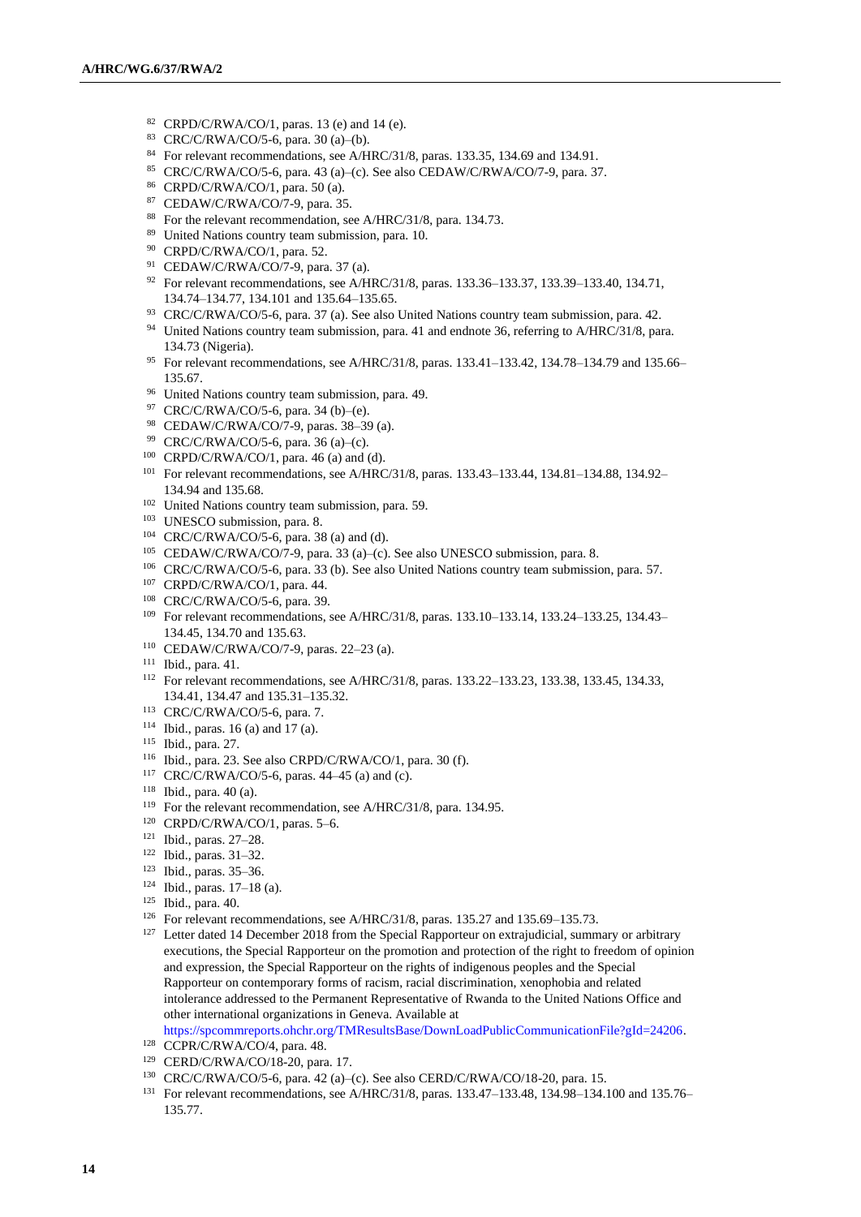[82] CRPD/C/RWA/CO/1, paras. 13 (e) and 14 (e).

[83] CRC/C/RWA/CO/5-6, para. 30 (a)–(b).

[84] For relevant recommendations, see A/HRC/31/8, paras. 133.35, 134.69 and 134.91.

[85] CRC/C/RWA/CO/5-6, para. 43 (a)–(c). See also CEDAW/C/RWA/CO/7-9, para. 37.

[86] CRPD/C/RWA/CO/1, para. 50 (a).

[87] CEDAW/C/RWA/CO/7-9, para. 35.

[88] For the relevant recommendation, see A/HRC/31/8, para. 134.73.

[89] United Nations country team submission, para. 10.

[90] CRPD/C/RWA/CO/1, para. 52.

[91] CEDAW/C/RWA/CO/7-9, para. 37 (a).

[92] For relevant recommendations, see A/HRC/31/8, paras. 133.36–133.37, 133.39–133.40, 134.71, 134.74–134.77, 134.101 and 135.64–135.65.

[93] CRC/C/RWA/CO/5-6, para. 37 (a). See also United Nations country team submission, para. 42.

[94] United Nations country team submission, para. 41 and endnote 36, referring to A/HRC/31/8, para. 134.73 (Nigeria).

[95] For relevant recommendations, see A/HRC/31/8, paras. 133.41–133.42, 134.78–134.79 and 135.66–135.67.

[96] United Nations country team submission, para. 49.

[97] CRC/C/RWA/CO/5-6, para. 34 (b)–(e).

[98] CEDAW/C/RWA/CO/7-9, paras. 38–39 (a).

[99] CRC/C/RWA/CO/5-6, para. 36 (a)–(c).

[100] CRPD/C/RWA/CO/1, para. 46 (a) and (d).

[101] For relevant recommendations, see A/HRC/31/8, paras. 133.43–133.44, 134.81–134.88, 134.92–134.94 and 135.68.

[102] United Nations country team submission, para. 59.

[103] UNESCO submission, para. 8.

[104] CRC/C/RWA/CO/5-6, para. 38 (a) and (d).

[105] CEDAW/C/RWA/CO/7-9, para. 33 (a)–(c). See also UNESCO submission, para. 8.

[106] CRC/C/RWA/CO/5-6, para. 33 (b). See also United Nations country team submission, para. 57.

[107] CRPD/C/RWA/CO/1, para. 44.

[108] CRC/C/RWA/CO/5-6, para. 39.

[109] For relevant recommendations, see A/HRC/31/8, paras. 133.10–133.14, 133.24–133.25, 134.43–134.45, 134.70 and 135.63.

[110] CEDAW/C/RWA/CO/7-9, paras. 22–23 (a).

[111] Ibid., para. 41.

[112] For relevant recommendations, see A/HRC/31/8, paras. 133.22–133.23, 133.38, 133.45, 134.33, 134.41, 134.47 and 135.31–135.32.

[113] CRC/C/RWA/CO/5-6, para. 7.

[114] Ibid., paras. 16 (a) and 17 (a).

[115] Ibid., para. 27.

[116] Ibid., para. 23. See also CRPD/C/RWA/CO/1, para. 30 (f).

[117] CRC/C/RWA/CO/5-6, paras. 44–45 (a) and (c).

[118] Ibid., para. 40 (a).

[119] For the relevant recommendation, see A/HRC/31/8, para. 134.95.

[120] CRPD/C/RWA/CO/1, paras. 5–6.

[121] Ibid., paras. 27–28.

[122] Ibid., paras. 31–32.

[123] Ibid., paras. 35–36.

[124] Ibid., paras. 17–18 (a).

[125] Ibid., para. 40.

[126] For relevant recommendations, see A/HRC/31/8, paras. 135.27 and 135.69–135.73.

[127] Letter dated 14 December 2018 from the Special Rapporteur on extrajudicial, summary or arbitrary executions, the Special Rapporteur on the promotion and protection of the right to freedom of opinion and expression, the Special Rapporteur on the rights of indigenous peoples and the Special Rapporteur on contemporary forms of racism, racial discrimination, xenophobia and related intolerance addressed to the Permanent Representative of Rwanda to the United Nations Office and other international organizations in Geneva. Available at https://spcommreports.ohchr.org/TMResultsBase/DownLoadPublicCommunicationFile?gId=24206.

[128] CCPR/C/RWA/CO/4, para. 48.

[129] CERD/C/RWA/CO/18-20, para. 17.

[130] CRC/C/RWA/CO/5-6, para. 42 (a)–(c). See also CERD/C/RWA/CO/18-20, para. 15.

[131] For relevant recommendations, see A/HRC/31/8, paras. 133.47–133.48, 134.98–134.100 and 135.76–135.77.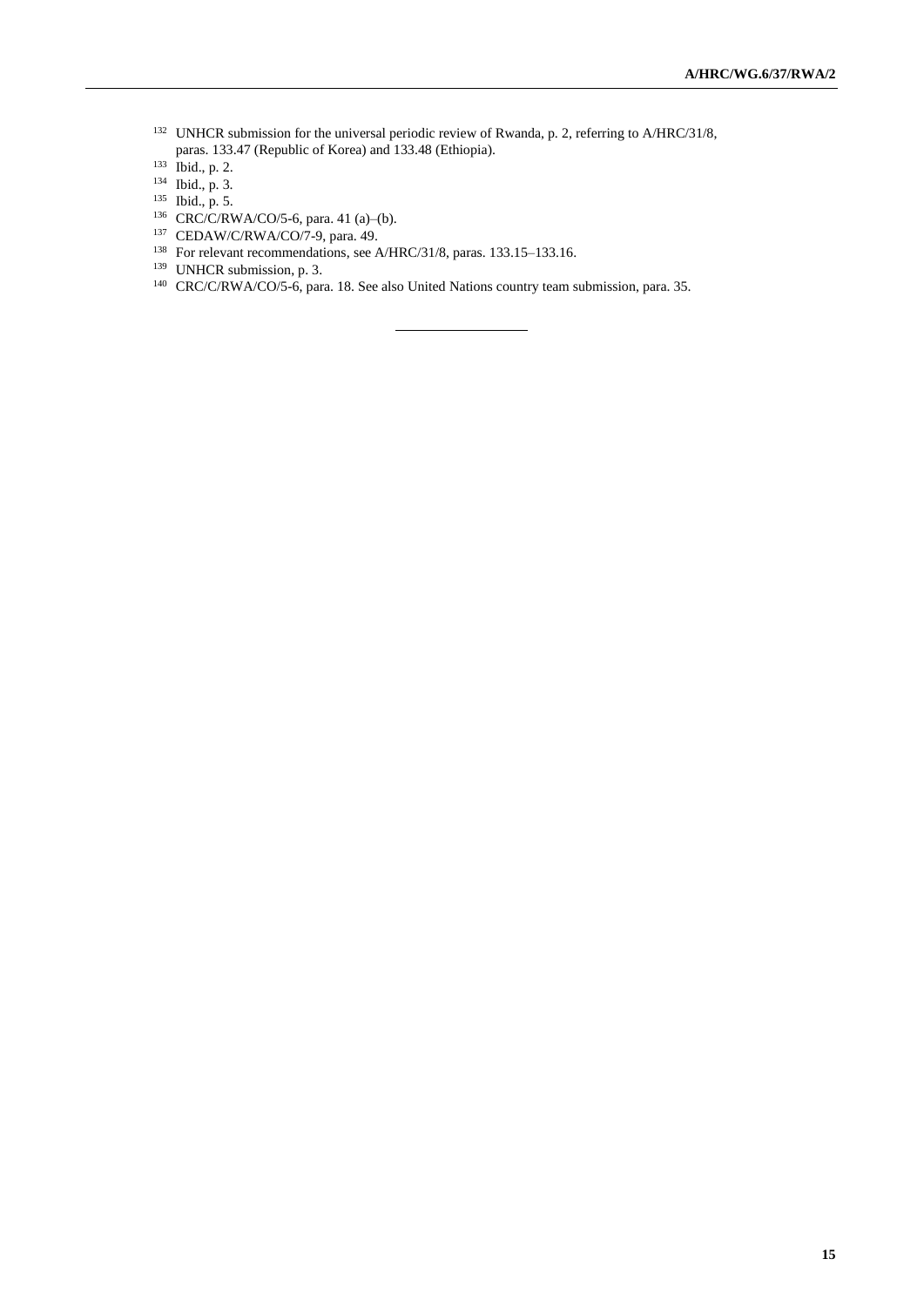[132] UNHCR submission for the universal periodic review of Rwanda, p. 2, referring to A/HRC/31/8, paras. 133.47 (Republic of Korea) and 133.48 (Ethiopia).

[133] Ibid., p. 2.

[134] Ibid., p. 3.

[135] Ibid., p. 5.

[136] CRC/C/RWA/CO/5-6, para. 41 (a)–(b).

[137] CEDAW/C/RWA/CO/7-9, para. 49.

[138] For relevant recommendations, see A/HRC/31/8, paras. 133.15–133.16.

[139] UNHCR submission, p. 3.

[140] CRC/C/RWA/CO/5-6, para. 18. See also United Nations country team submission, para. 35.